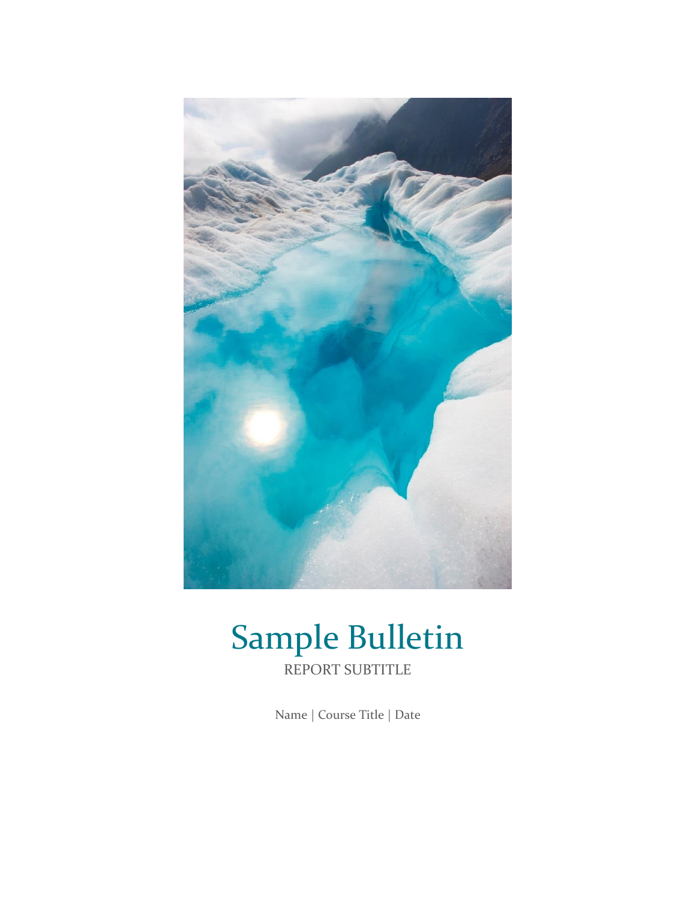# Sample Bulletin

REPORT SUBTITLE

Name | Course Title | Date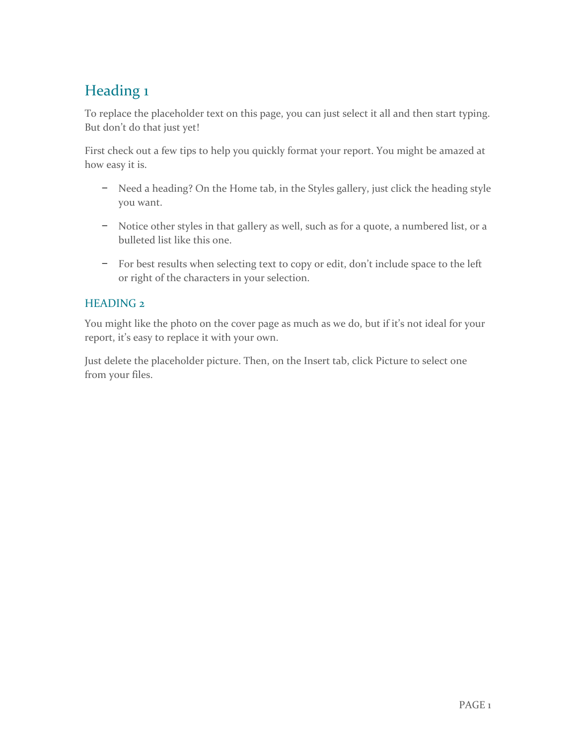# Heading 1

To replace the placeholder text on this page, you can just select it all and then start typing. But don't do that just yet!

First check out a few tips to help you quickly format your report. You might be amazed at how easy it is.

- Need a heading? On the Home tab, in the Styles gallery, just click the heading style you want.
- Notice other styles in that gallery as well, such as for a quote, a numbered list, or a bulleted list like this one.
- For best results when selecting text to copy or edit, don't include space to the left or right of the characters in your selection.

## HEADING 2

You might like the photo on the cover page as much as we do, but if it's not ideal for your report, it's easy to replace it with your own.

Just delete the placeholder picture. Then, on the Insert tab, click Picture to select one from your files.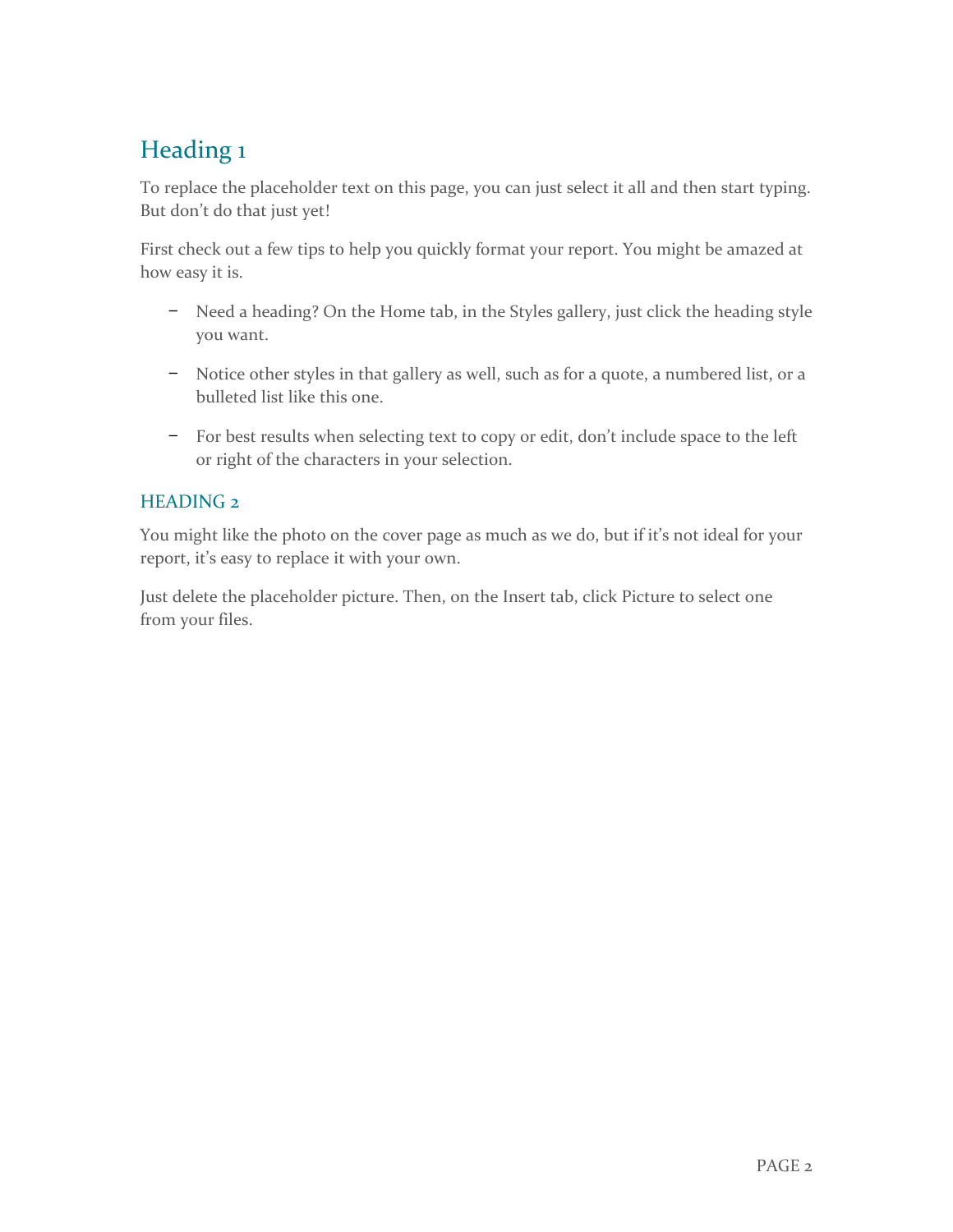# Heading 1

To replace the placeholder text on this page, you can just select it all and then start typing. But don't do that just yet!

First check out a few tips to help you quickly format your report. You might be amazed at how easy it is.

- Need a heading? On the Home tab, in the Styles gallery, just click the heading style you want.
- Notice other styles in that gallery as well, such as for a quote, a numbered list, or a bulleted list like this one.
- For best results when selecting text to copy or edit, don't include space to the left or right of the characters in your selection.

## HEADING 2

You might like the photo on the cover page as much as we do, but if it's not ideal for your report, it's easy to replace it with your own.

Just delete the placeholder picture. Then, on the Insert tab, click Picture to select one from your files.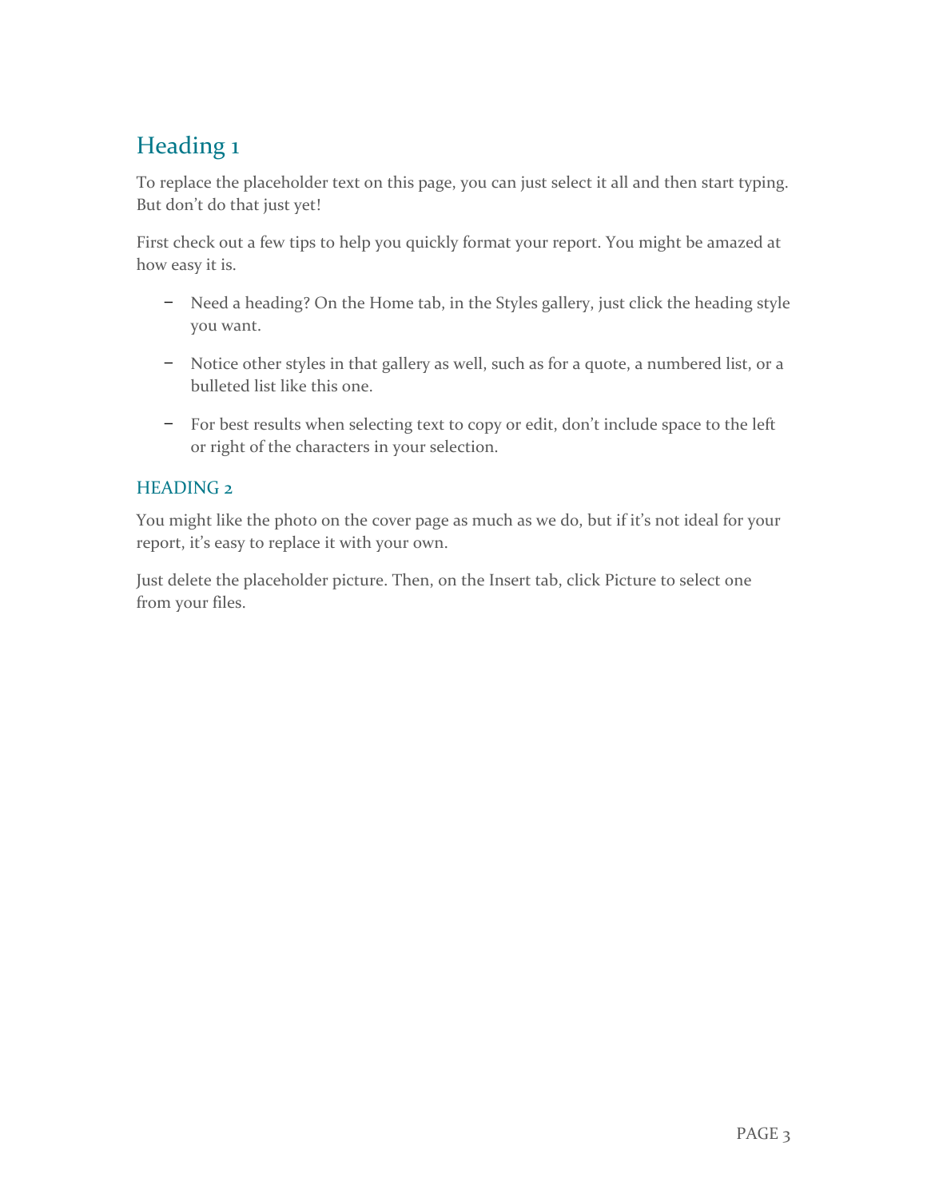# Heading 1

To replace the placeholder text on this page, you can just select it all and then start typing. But don't do that just yet!

First check out a few tips to help you quickly format your report. You might be amazed at how easy it is.

- Need a heading? On the Home tab, in the Styles gallery, just click the heading style you want.
- Notice other styles in that gallery as well, such as for a quote, a numbered list, or a bulleted list like this one.
- For best results when selecting text to copy or edit, don't include space to the left or right of the characters in your selection.

## HEADING 2

You might like the photo on the cover page as much as we do, but if it's not ideal for your report, it's easy to replace it with your own.

Just delete the placeholder picture. Then, on the Insert tab, click Picture to select one from your files.